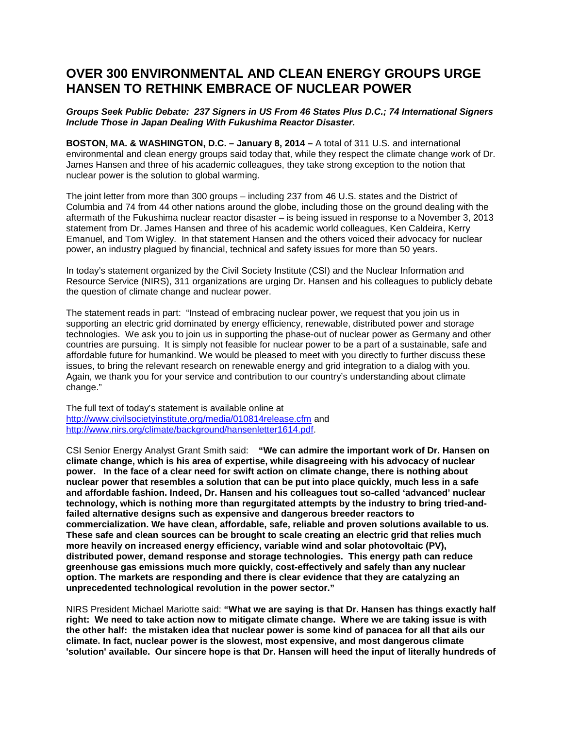# OVER 300 ENVIRONMENTAL AND CLEAN ENERGY GROUPS URGE HANSEN TO RETHINK EMBRACE OF NUCLEAR POWER

***Groups Seek Public Debate: 237 Signers in US From 46 States Plus D.C.; 74 International Signers Include Those in Japan Dealing With Fukushima Reactor Disaster.***

**BOSTON, MA. & WASHINGTON, D.C. – January 8, 2014 –** A total of 311 U.S. and international environmental and clean energy groups said today that, while they respect the climate change work of Dr. James Hansen and three of his academic colleagues, they take strong exception to the notion that nuclear power is the solution to global warming.

The joint letter from more than 300 groups – including 237 from 46 U.S. states and the District of Columbia and 74 from 44 other nations around the globe, including those on the ground dealing with the aftermath of the Fukushima nuclear reactor disaster – is being issued in response to a November 3, 2013 statement from Dr. James Hansen and three of his academic world colleagues, Ken Caldeira, Kerry Emanuel, and Tom Wigley. In that statement Hansen and the others voiced their advocacy for nuclear power, an industry plagued by financial, technical and safety issues for more than 50 years.

In today's statement organized by the Civil Society Institute (CSI) and the Nuclear Information and Resource Service (NIRS), 311 organizations are urging Dr. Hansen and his colleagues to publicly debate the question of climate change and nuclear power.

The statement reads in part: "Instead of embracing nuclear power, we request that you join us in supporting an electric grid dominated by energy efficiency, renewable, distributed power and storage technologies. We ask you to join us in supporting the phase-out of nuclear power as Germany and other countries are pursuing. It is simply not feasible for nuclear power to be a part of a sustainable, safe and affordable future for humankind. We would be pleased to meet with you directly to further discuss these issues, to bring the relevant research on renewable energy and grid integration to a dialog with you. Again, we thank you for your service and contribution to our country's understanding about climate change."

The full text of today's statement is available online at http://www.civilsocietyinstitute.org/media/010814release.cfm and http://www.nirs.org/climate/background/hansenletter1614.pdf.

CSI Senior Energy Analyst Grant Smith said: **"We can admire the important work of Dr. Hansen on climate change, which is his area of expertise, while disagreeing with his advocacy of nuclear power. In the face of a clear need for swift action on climate change, there is nothing about nuclear power that resembles a solution that can be put into place quickly, much less in a safe and affordable fashion. Indeed, Dr. Hansen and his colleagues tout so-called 'advanced' nuclear technology, which is nothing more than regurgitated attempts by the industry to bring tried-and-failed alternative designs such as expensive and dangerous breeder reactors to commercialization. We have clean, affordable, safe, reliable and proven solutions available to us. These safe and clean sources can be brought to scale creating an electric grid that relies much more heavily on increased energy efficiency, variable wind and solar photovoltaic (PV), distributed power, demand response and storage technologies. This energy path can reduce greenhouse gas emissions much more quickly, cost-effectively and safely than any nuclear option. The markets are responding and there is clear evidence that they are catalyzing an unprecedented technological revolution in the power sector."**

NIRS President Michael Mariotte said: **"What we are saying is that Dr. Hansen has things exactly half right: We need to take action now to mitigate climate change. Where we are taking issue is with the other half: the mistaken idea that nuclear power is some kind of panacea for all that ails our climate. In fact, nuclear power is the slowest, most expensive, and most dangerous climate 'solution' available. Our sincere hope is that Dr. Hansen will heed the input of literally hundreds of**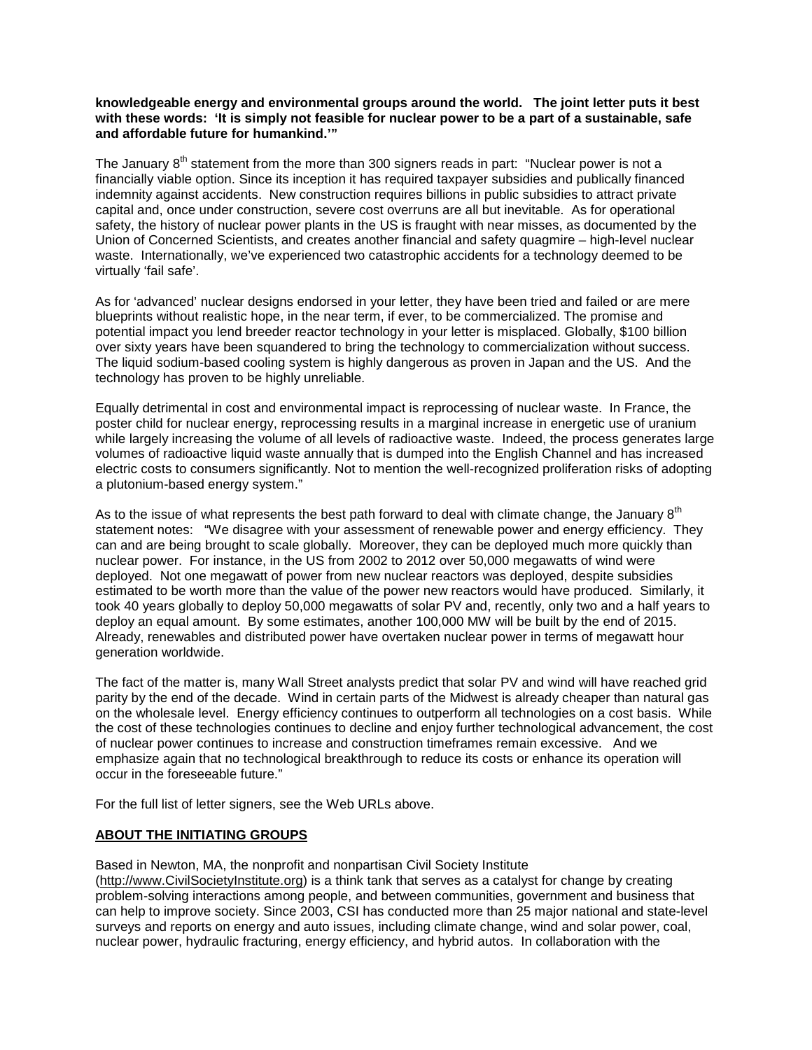**knowledgeable energy and environmental groups around the world. The joint letter puts it best with these words: 'It is simply not feasible for nuclear power to be a part of a sustainable, safe and affordable future for humankind.'"**

The January 8th statement from the more than 300 signers reads in part: "Nuclear power is not a financially viable option. Since its inception it has required taxpayer subsidies and publically financed indemnity against accidents. New construction requires billions in public subsidies to attract private capital and, once under construction, severe cost overruns are all but inevitable. As for operational safety, the history of nuclear power plants in the US is fraught with near misses, as documented by the Union of Concerned Scientists, and creates another financial and safety quagmire – high-level nuclear waste. Internationally, we've experienced two catastrophic accidents for a technology deemed to be virtually 'fail safe'.

As for 'advanced' nuclear designs endorsed in your letter, they have been tried and failed or are mere blueprints without realistic hope, in the near term, if ever, to be commercialized. The promise and potential impact you lend breeder reactor technology in your letter is misplaced. Globally, $100 billion over sixty years have been squandered to bring the technology to commercialization without success. The liquid sodium-based cooling system is highly dangerous as proven in Japan and the US. And the technology has proven to be highly unreliable.

Equally detrimental in cost and environmental impact is reprocessing of nuclear waste. In France, the poster child for nuclear energy, reprocessing results in a marginal increase in energetic use of uranium while largely increasing the volume of all levels of radioactive waste. Indeed, the process generates large volumes of radioactive liquid waste annually that is dumped into the English Channel and has increased electric costs to consumers significantly. Not to mention the well-recognized proliferation risks of adopting a plutonium-based energy system."

As to the issue of what represents the best path forward to deal with climate change, the January 8th statement notes: "We disagree with your assessment of renewable power and energy efficiency. They can and are being brought to scale globally. Moreover, they can be deployed much more quickly than nuclear power. For instance, in the US from 2002 to 2012 over 50,000 megawatts of wind were deployed. Not one megawatt of power from new nuclear reactors was deployed, despite subsidies estimated to be worth more than the value of the power new reactors would have produced. Similarly, it took 40 years globally to deploy 50,000 megawatts of solar PV and, recently, only two and a half years to deploy an equal amount. By some estimates, another 100,000 MW will be built by the end of 2015. Already, renewables and distributed power have overtaken nuclear power in terms of megawatt hour generation worldwide.

The fact of the matter is, many Wall Street analysts predict that solar PV and wind will have reached grid parity by the end of the decade. Wind in certain parts of the Midwest is already cheaper than natural gas on the wholesale level. Energy efficiency continues to outperform all technologies on a cost basis. While the cost of these technologies continues to decline and enjoy further technological advancement, the cost of nuclear power continues to increase and construction timeframes remain excessive. And we emphasize again that no technological breakthrough to reduce its costs or enhance its operation will occur in the foreseeable future."

For the full list of letter signers, see the Web URLs above.

## ABOUT THE INITIATING GROUPS

Based in Newton, MA, the nonprofit and nonpartisan Civil Society Institute (http://www.CivilSocietyInstitute.org) is a think tank that serves as a catalyst for change by creating problem-solving interactions among people, and between communities, government and business that can help to improve society. Since 2003, CSI has conducted more than 25 major national and state-level surveys and reports on energy and auto issues, including climate change, wind and solar power, coal, nuclear power, hydraulic fracturing, energy efficiency, and hybrid autos. In collaboration with the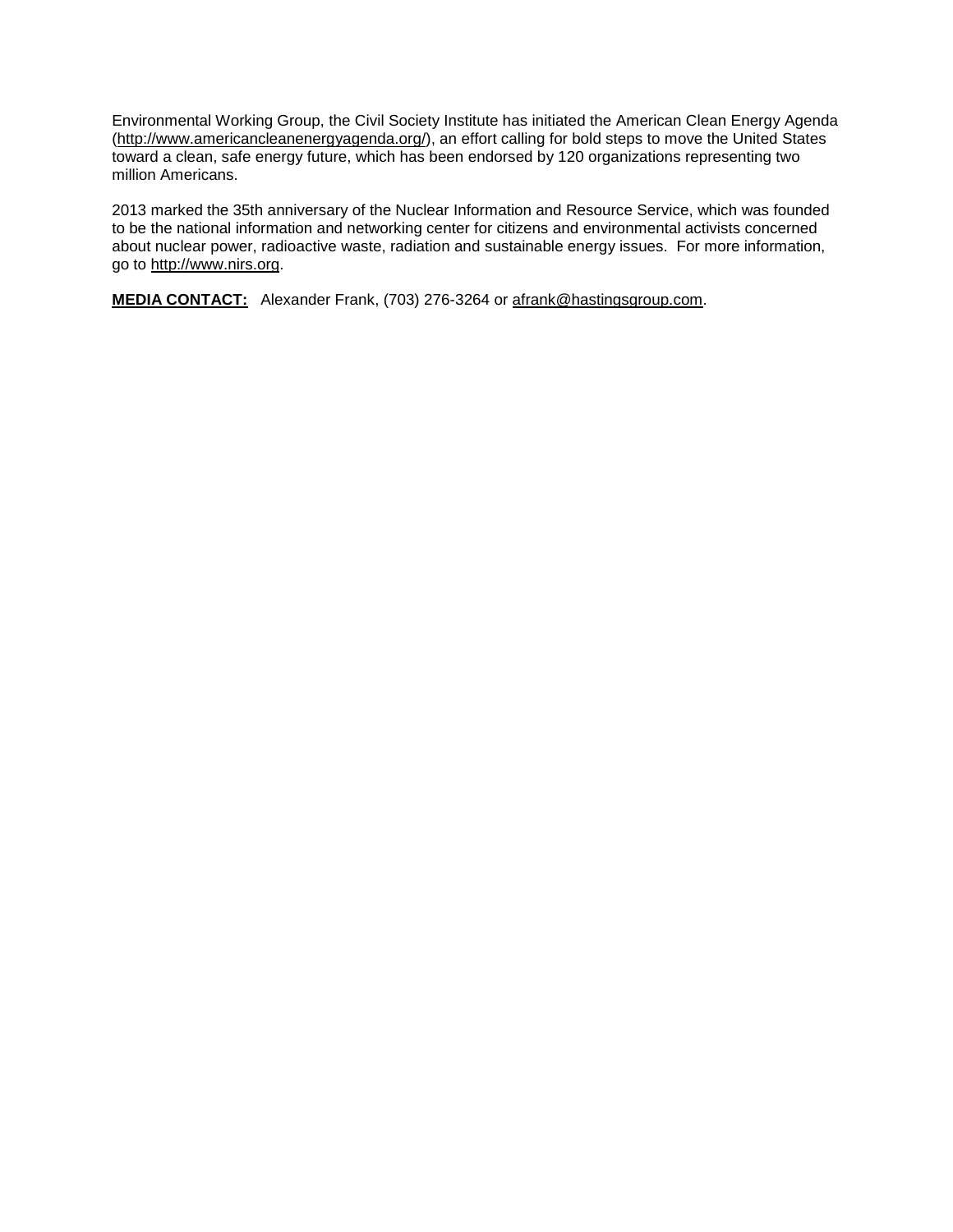Environmental Working Group, the Civil Society Institute has initiated the American Clean Energy Agenda (http://www.americancleanenergyagenda.org/), an effort calling for bold steps to move the United States toward a clean, safe energy future, which has been endorsed by 120 organizations representing two million Americans.

2013 marked the 35th anniversary of the Nuclear Information and Resource Service, which was founded to be the national information and networking center for citizens and environmental activists concerned about nuclear power, radioactive waste, radiation and sustainable energy issues. For more information, go to http://www.nirs.org.

**MEDIA CONTACT:** Alexander Frank, (703) 276-3264 or afrank@hastingsgroup.com.